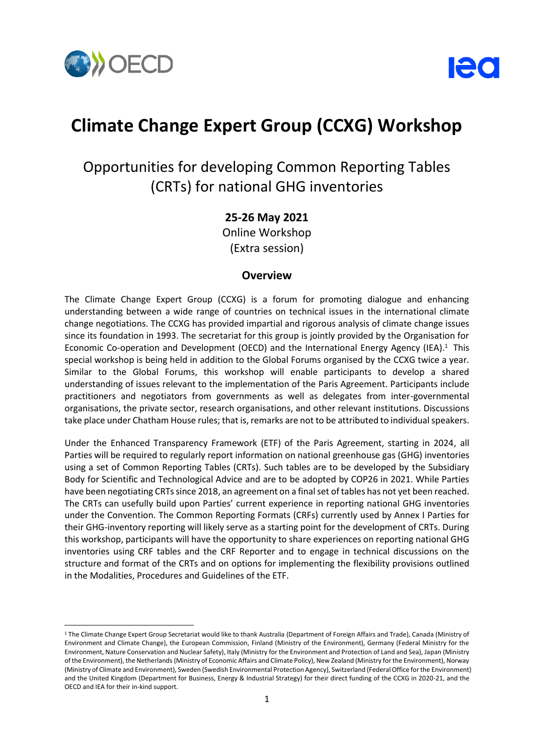# Climate Change Expert Group (CCXG) Workshop

## Opportunities for developing Common Reporting Tables (CRTs) for national GHG inventories

**25-26 May 2021**

Online Workshop

(Extra session)

### Overview

The Climate Change Expert Group (CCXG) is a forum for promoting dialogue and enhancing understanding between a wide range of countries on technical issues in the international climate change negotiations. The CCXG has provided impartial and rigorous analysis of climate change issues since its foundation in 1993. The secretariat for this group is jointly provided by the Organisation for Economic Co-operation and Development (OECD) and the International Energy Agency (IEA).[1] This special workshop is being held in addition to the Global Forums organised by the CCXG twice a year. Similar to the Global Forums, this workshop will enable participants to develop a shared understanding of issues relevant to the implementation of the Paris Agreement. Participants include practitioners and negotiators from governments as well as delegates from inter-governmental organisations, the private sector, research organisations, and other relevant institutions. Discussions take place under Chatham House rules; that is, remarks are not to be attributed to individual speakers.

Under the Enhanced Transparency Framework (ETF) of the Paris Agreement, starting in 2024, all Parties will be required to regularly report information on national greenhouse gas (GHG) inventories using a set of Common Reporting Tables (CRTs). Such tables are to be developed by the Subsidiary Body for Scientific and Technological Advice and are to be adopted by COP26 in 2021. While Parties have been negotiating CRTs since 2018, an agreement on a final set of tables has not yet been reached. The CRTs can usefully build upon Parties' current experience in reporting national GHG inventories under the Convention. The Common Reporting Formats (CRFs) currently used by Annex I Parties for their GHG-inventory reporting will likely serve as a starting point for the development of CRTs. During this workshop, participants will have the opportunity to share experiences on reporting national GHG inventories using CRF tables and the CRF Reporter and to engage in technical discussions on the structure and format of the CRTs and on options for implementing the flexibility provisions outlined in the Modalities, Procedures and Guidelines of the ETF.

---

[1] The Climate Change Expert Group Secretariat would like to thank Australia (Department of Foreign Affairs and Trade), Canada (Ministry of Environment and Climate Change), the European Commission, Finland (Ministry of the Environment), Germany (Federal Ministry for the Environment, Nature Conservation and Nuclear Safety), Italy (Ministry for the Environment and Protection of Land and Sea), Japan (Ministry of the Environment), the Netherlands (Ministry of Economic Affairs and Climate Policy), New Zealand (Ministry for the Environment), Norway (Ministry of Climate and Environment), Sweden (Swedish Environmental Protection Agency), Switzerland (Federal Office for the Environment) and the United Kingdom (Department for Business, Energy & Industrial Strategy) for their direct funding of the CCXG in 2020-21, and the OECD and IEA for their in-kind support.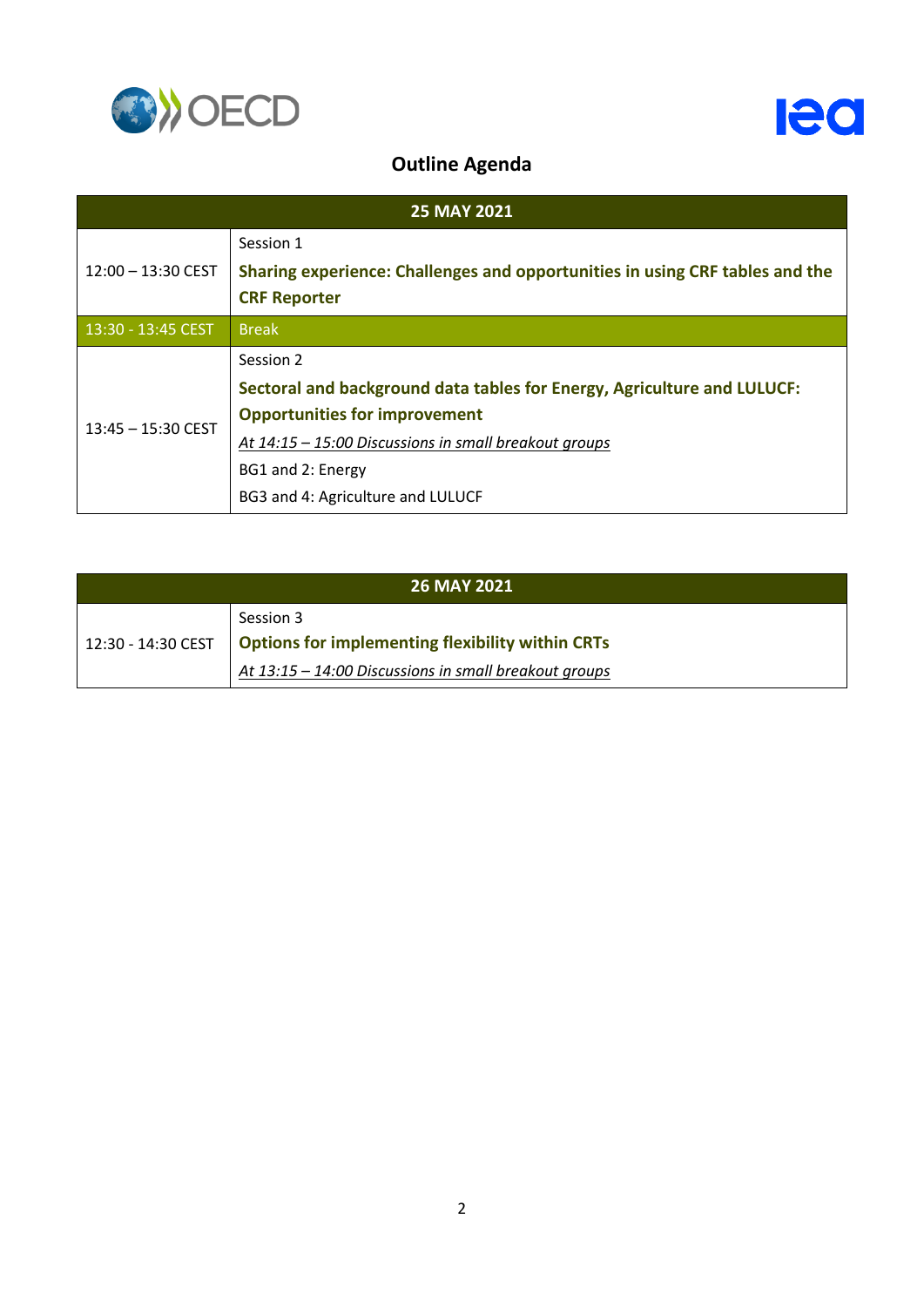## Outline Agenda

| 25 MAY 2021 | |
|---|---|
| 12:00 – 13:30 CEST | Session 1<br>**Sharing experience: Challenges and opportunities in using CRF tables and the CRF Reporter** |
| 13:30 - 13:45 CEST | Break |
| 13:45 – 15:30 CEST | Session 2<br>**Sectoral and background data tables for Energy, Agriculture and LULUCF: Opportunities for improvement**<br>*At 14:15 – 15:00 Discussions in small breakout groups*<br>BG1 and 2: Energy<br>BG3 and 4: Agriculture and LULUCF |

| 26 MAY 2021 | |
|---|---|
| 12:30 - 14:30 CEST | Session 3<br>**Options for implementing flexibility within CRTs**<br>*At 13:15 – 14:00 Discussions in small breakout groups* |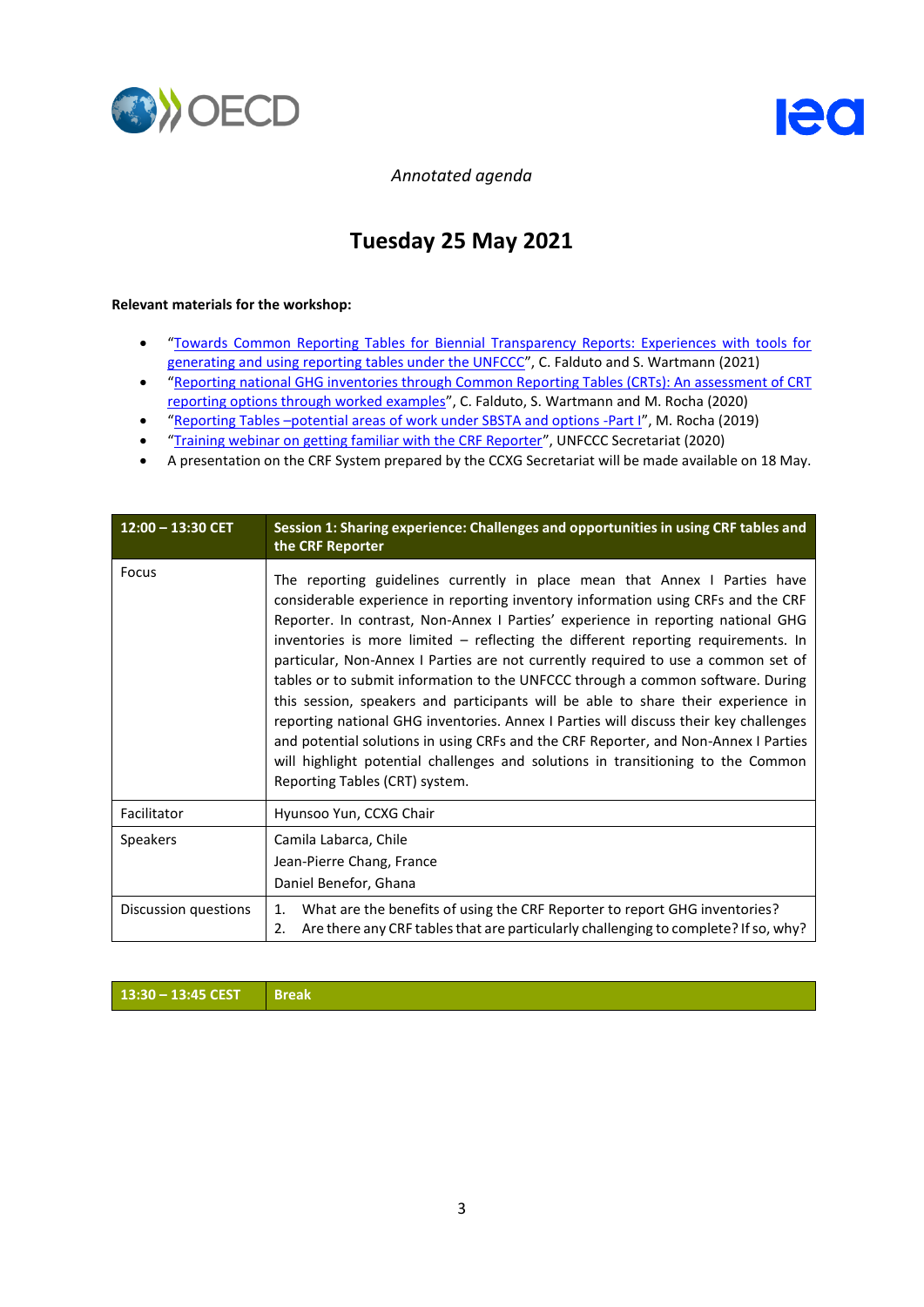*Annotated agenda*

# Tuesday 25 May 2021

**Relevant materials for the workshop:**

- "Towards Common Reporting Tables for Biennial Transparency Reports: Experiences with tools for generating and using reporting tables under the UNFCCC", C. Falduto and S. Wartmann (2021)
- "Reporting national GHG inventories through Common Reporting Tables (CRTs): An assessment of CRT reporting options through worked examples", C. Falduto, S. Wartmann and M. Rocha (2020)
- "Reporting Tables –potential areas of work under SBSTA and options -Part I", M. Rocha (2019)
- "Training webinar on getting familiar with the CRF Reporter", UNFCCC Secretariat (2020)
- A presentation on the CRF System prepared by the CCXG Secretariat will be made available on 18 May.

| **12:00 – 13:30 CET** | **Session 1: Sharing experience: Challenges and opportunities in using CRF tables and the CRF Reporter** |
|---|---|
| Focus | The reporting guidelines currently in place mean that Annex I Parties have considerable experience in reporting inventory information using CRFs and the CRF Reporter. In contrast, Non-Annex I Parties' experience in reporting national GHG inventories is more limited – reflecting the different reporting requirements. In particular, Non-Annex I Parties are not currently required to use a common set of tables or to submit information to the UNFCCC through a common software. During this session, speakers and participants will be able to share their experience in reporting national GHG inventories. Annex I Parties will discuss their key challenges and potential solutions in using CRFs and the CRF Reporter, and Non-Annex I Parties will highlight potential challenges and solutions in transitioning to the Common Reporting Tables (CRT) system. |
| Facilitator | Hyunsoo Yun, CCXG Chair |
| Speakers | Camila Labarca, Chile<br>Jean-Pierre Chang, France<br>Daniel Benefor, Ghana |
| Discussion questions | 1. What are the benefits of using the CRF Reporter to report GHG inventories?<br>2. Are there any CRF tables that are particularly challenging to complete? If so, why? |

| **13:30 – 13:45 CEST** | **Break** |
|---|---|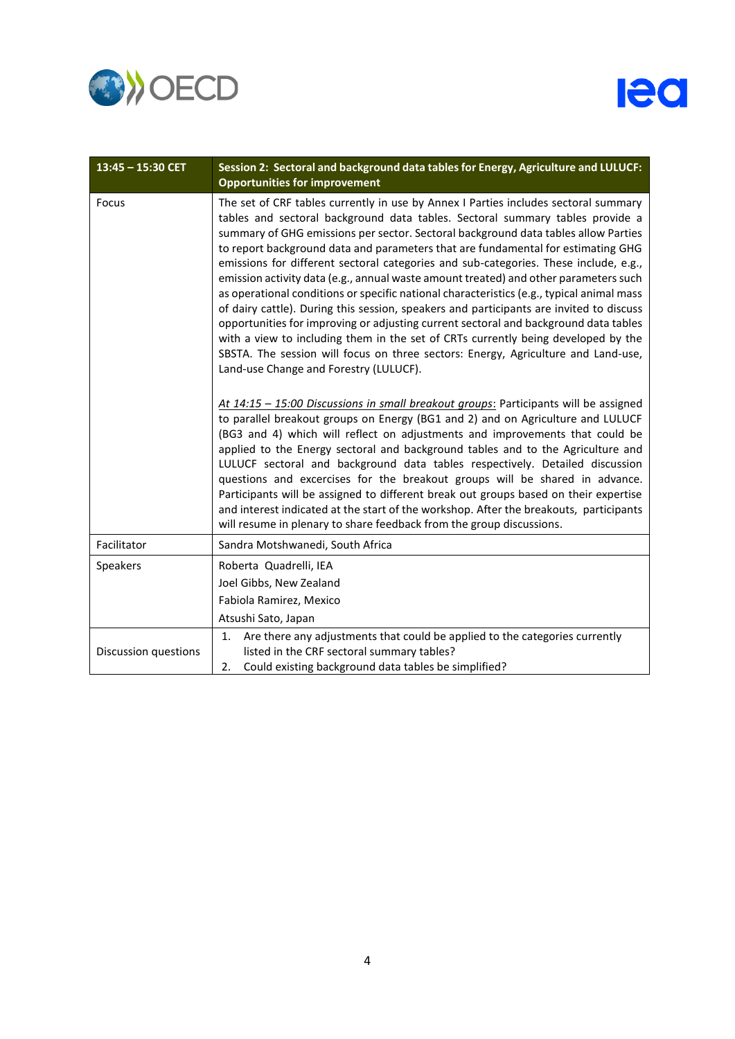| 13:45 – 15:30 CET | Session 2: Sectoral and background data tables for Energy, Agriculture and LULUCF: Opportunities for improvement |
|---|---|
| Focus | The set of CRF tables currently in use by Annex I Parties includes sectoral summary tables and sectoral background data tables. Sectoral summary tables provide a summary of GHG emissions per sector. Sectoral background data tables allow Parties to report background data and parameters that are fundamental for estimating GHG emissions for different sectoral categories and sub-categories. These include, e.g., emission activity data (e.g., annual waste amount treated) and other parameters such as operational conditions or specific national characteristics (e.g., typical animal mass of dairy cattle). During this session, speakers and participants are invited to discuss opportunities for improving or adjusting current sectoral and background data tables with a view to including them in the set of CRTs currently being developed by the SBSTA. The session will focus on three sectors: Energy, Agriculture and Land-use, Land-use Change and Forestry (LULUCF).<br><br>*At 14:15 – 15:00 Discussions in small breakout groups*: Participants will be assigned to parallel breakout groups on Energy (BG1 and 2) and on Agriculture and LULUCF (BG3 and 4) which will reflect on adjustments and improvements that could be applied to the Energy sectoral and background tables and to the Agriculture and LULUCF sectoral and background data tables respectively. Detailed discussion questions and excercises for the breakout groups will be shared in advance. Participants will be assigned to different break out groups based on their expertise and interest indicated at the start of the workshop. After the breakouts, participants will resume in plenary to share feedback from the group discussions. |
| Facilitator | Sandra Motshwanedi, South Africa |
| Speakers | Roberta Quadrelli, IEA<br>Joel Gibbs, New Zealand<br>Fabiola Ramirez, Mexico<br>Atsushi Sato, Japan |
| Discussion questions | 1. Are there any adjustments that could be applied to the categories currently listed in the CRF sectoral summary tables?<br>2. Could existing background data tables be simplified? |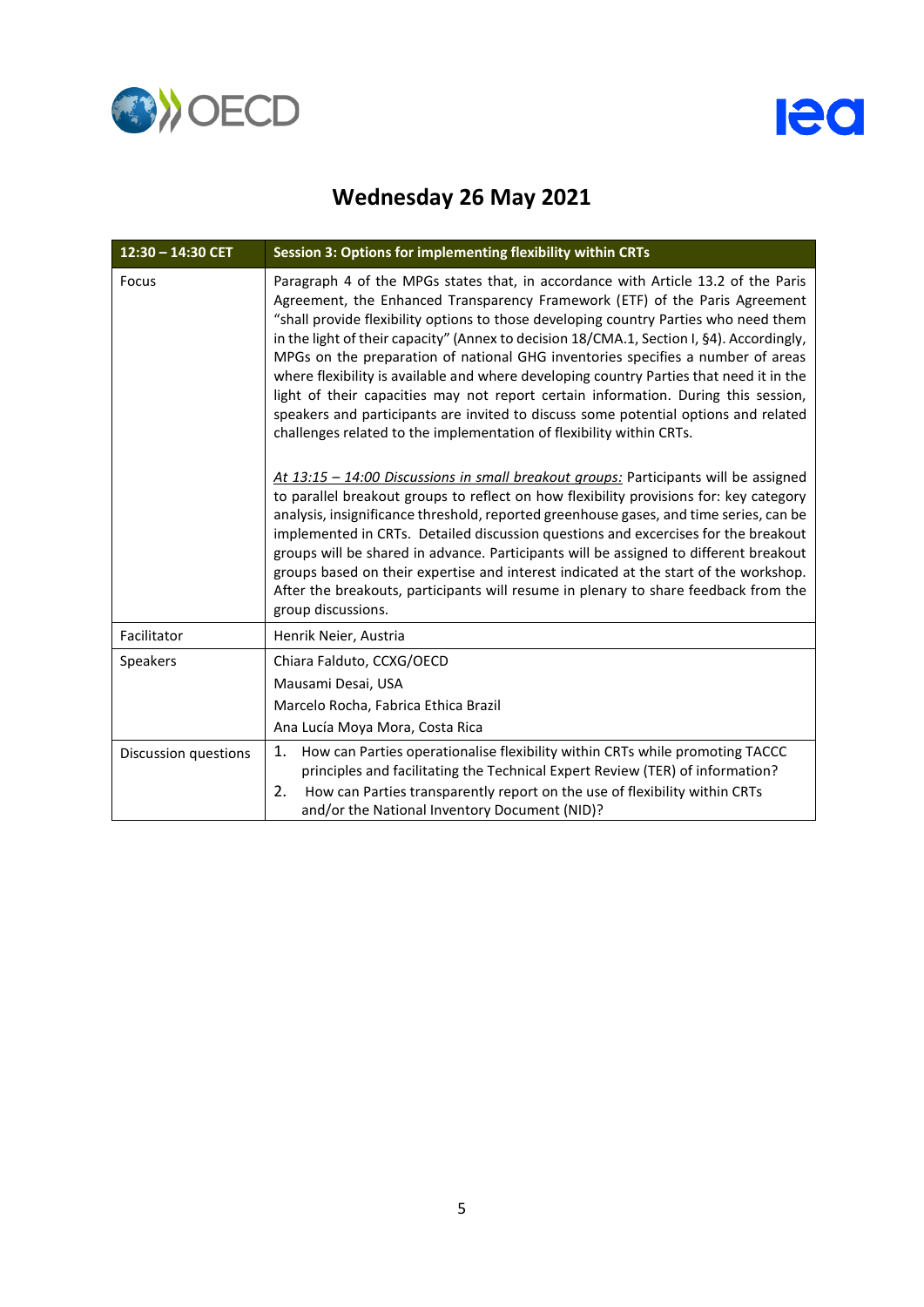# Wednesday 26 May 2021

| 12:30 – 14:30 CET | Session 3: Options for implementing flexibility within CRTs |
|---|---|
| Focus | Paragraph 4 of the MPGs states that, in accordance with Article 13.2 of the Paris Agreement, the Enhanced Transparency Framework (ETF) of the Paris Agreement "shall provide flexibility options to those developing country Parties who need them in the light of their capacity" (Annex to decision 18/CMA.1, Section I, §4). Accordingly, MPGs on the preparation of national GHG inventories specifies a number of areas where flexibility is available and where developing country Parties that need it in the light of their capacities may not report certain information. During this session, speakers and participants are invited to discuss some potential options and related challenges related to the implementation of flexibility within CRTs.<br><br>*At 13:15 – 14:00 Discussions in small breakout groups:* Participants will be assigned to parallel breakout groups to reflect on how flexibility provisions for: key category analysis, insignificance threshold, reported greenhouse gases, and time series, can be implemented in CRTs. Detailed discussion questions and excercises for the breakout groups will be shared in advance. Participants will be assigned to different breakout groups based on their expertise and interest indicated at the start of the workshop. After the breakouts, participants will resume in plenary to share feedback from the group discussions. |
| Facilitator | Henrik Neier, Austria |
| Speakers | Chiara Falduto, CCXG/OECD<br>Mausami Desai, USA<br>Marcelo Rocha, Fabrica Ethica Brazil<br>Ana Lucía Moya Mora, Costa Rica |
| Discussion questions | 1. How can Parties operationalise flexibility within CRTs while promoting TACCC principles and facilitating the Technical Expert Review (TER) of information?<br>2. How can Parties transparently report on the use of flexibility within CRTs and/or the National Inventory Document (NID)? |